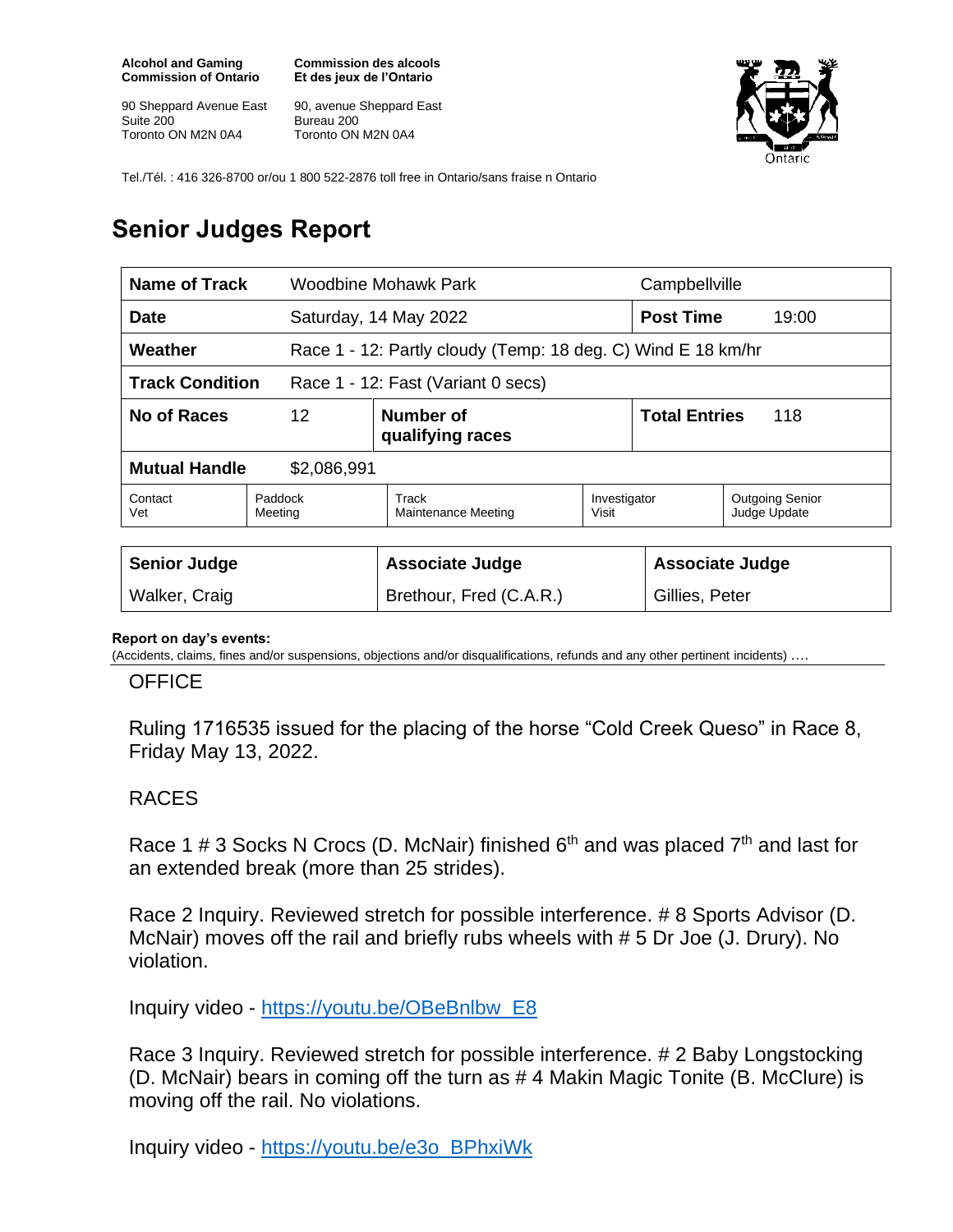**Alcohol and Gaming Commission of Ontario**

90 Sheppard Avenue East
Suite 200
Toronto ON M2N 0A4

**Commission des alcools Et des jeux de l'Ontario**

90, avenue Sheppard East
Bureau 200
Toronto ON M2N 0A4

Tel./Tél. : 416 326-8700 or/ou 1 800 522-2876 toll free in Ontario/sans fraise n Ontario

# Senior Judges Report

| **Name of Track** | Woodbine Mohawk Park | | Campbellville | |
|---|---|---|---|---|
| **Date** | Saturday, 14 May 2022 | | **Post Time** | 19:00 |
| **Weather** | Race 1 - 12: Partly cloudy (Temp: 18 deg. C) Wind E 18 km/hr | | | |
| **Track Condition** | Race 1 - 12: Fast (Variant 0 secs) | | | |
| **No of Races** | 12 | **Number of qualifying races** | **Total Entries** | 118 |
| **Mutual Handle** | $2,086,991 | | | |

| Contact Vet | Paddock Meeting | Track Maintenance Meeting | Investigator Visit | Outgoing Senior Judge Update |
|---|---|---|---|---|

| **Senior Judge** | **Associate Judge** | **Associate Judge** |
|---|---|---|
| Walker, Craig | Brethour, Fred (C.A.R.) | Gillies, Peter |

**Report on day's events:**
(Accidents, claims, fines and/or suspensions, objections and/or disqualifications, refunds and any other pertinent incidents) ….

OFFICE

Ruling 1716535 issued for the placing of the horse "Cold Creek Queso" in Race 8, Friday May 13, 2022.

RACES

Race 1 # 3 Socks N Crocs (D. McNair) finished 6th and was placed 7th and last for an extended break (more than 25 strides).

Race 2 Inquiry. Reviewed stretch for possible interference. # 8 Sports Advisor (D. McNair) moves off the rail and briefly rubs wheels with # 5 Dr Joe (J. Drury). No violation.

Inquiry video - https://youtu.be/OBeBnlbw_E8

Race 3 Inquiry. Reviewed stretch for possible interference. # 2 Baby Longstocking (D. McNair) bears in coming off the turn as # 4 Makin Magic Tonite (B. McClure) is moving off the rail. No violations.

Inquiry video - https://youtu.be/e3o_BPhxiWk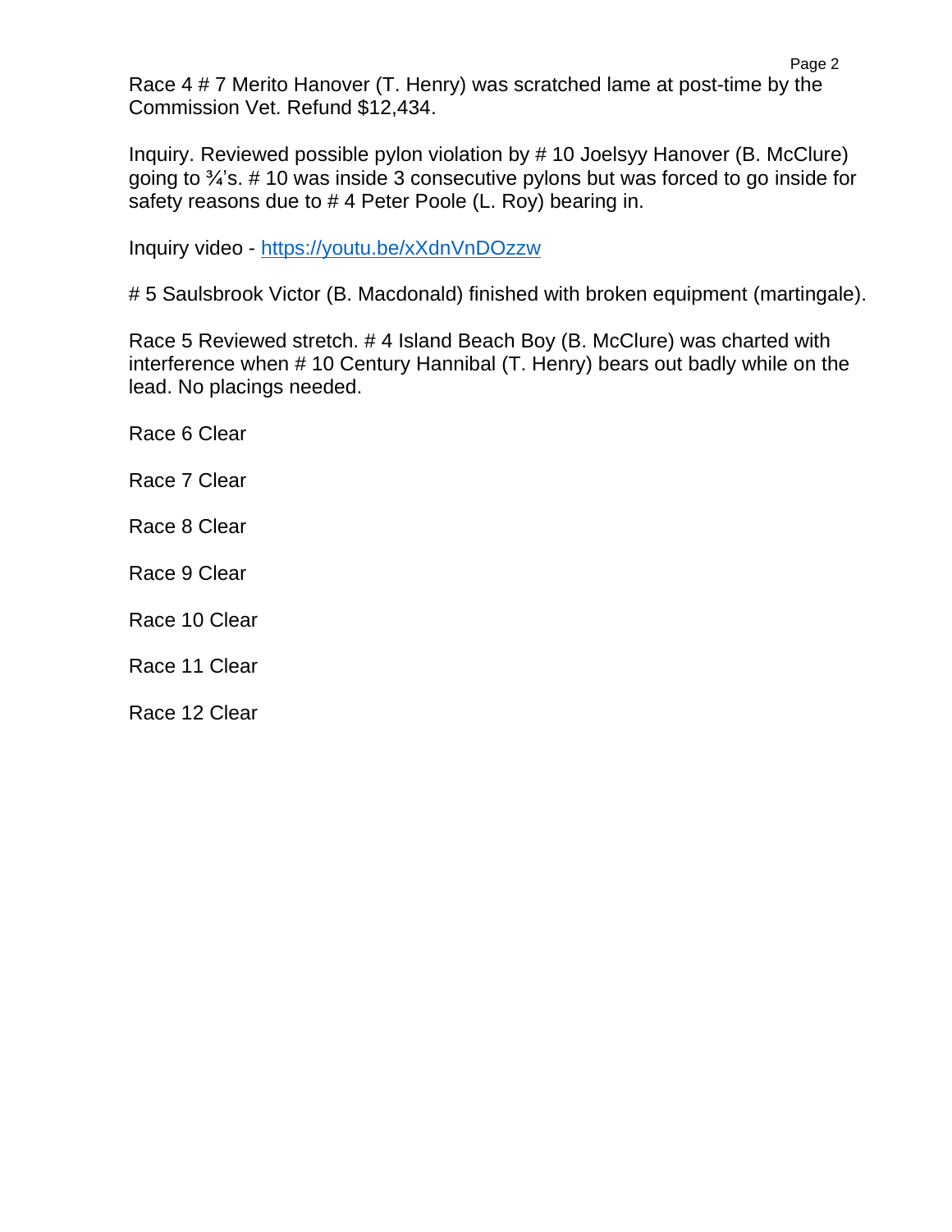Race 4 # 7 Merito Hanover (T. Henry) was scratched lame at post-time by the Commission Vet. Refund $12,434.

Inquiry. Reviewed possible pylon violation by # 10 Joelsyy Hanover (B. McClure) going to ¾'s. # 10 was inside 3 consecutive pylons but was forced to go inside for safety reasons due to # 4 Peter Poole (L. Roy) bearing in.

Inquiry video - https://youtu.be/xXdnVnDOzzw

# 5 Saulsbrook Victor (B. Macdonald) finished with broken equipment (martingale).

Race 5 Reviewed stretch. # 4 Island Beach Boy (B. McClure) was charted with interference when # 10 Century Hannibal (T. Henry) bears out badly while on the lead. No placings needed.

Race 6 Clear

Race 7 Clear

Race 8 Clear

Race 9 Clear

Race 10 Clear

Race 11 Clear

Race 12 Clear